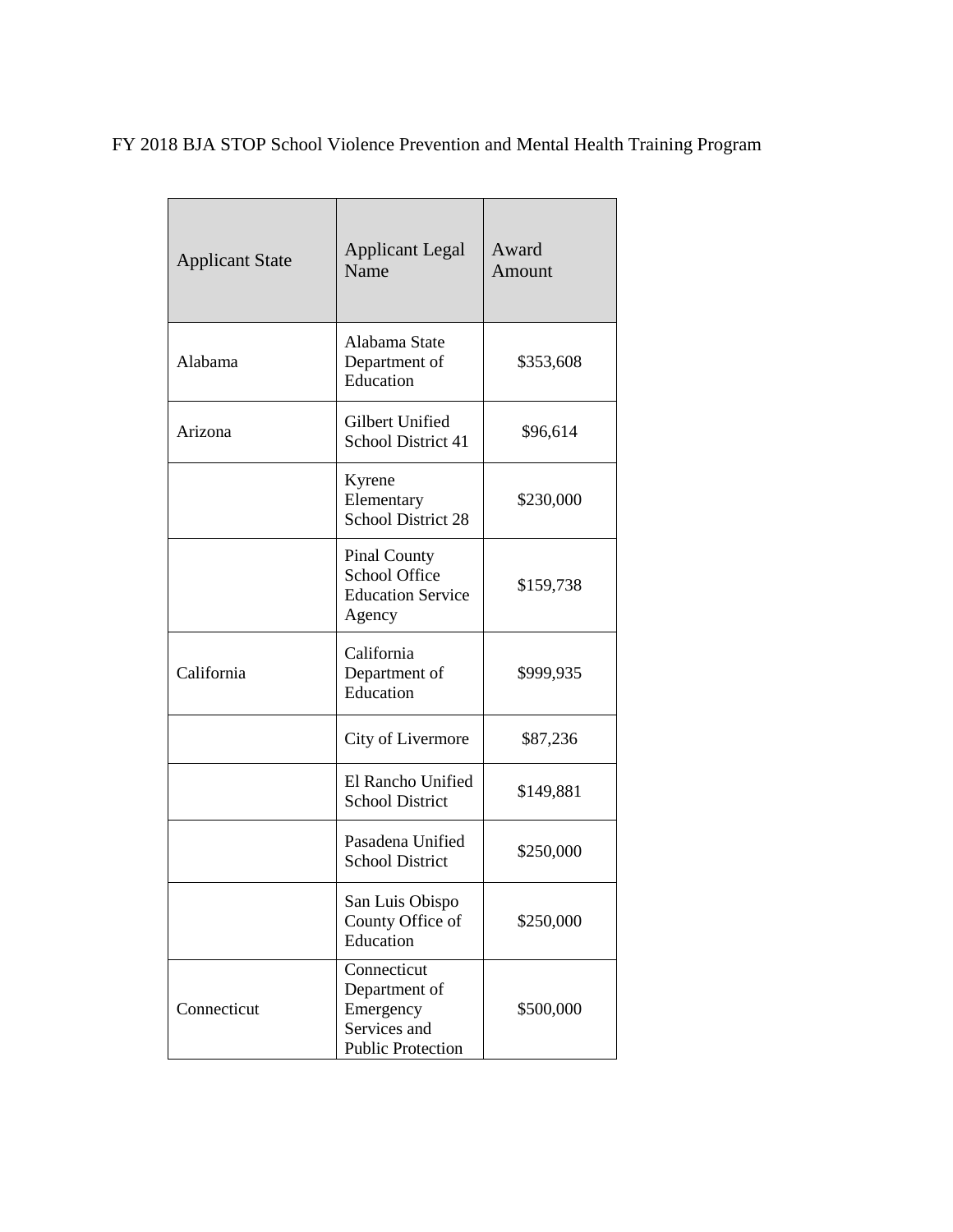FY 2018 BJA STOP School Violence Prevention and Mental Health Training Program

| Applicant State | Applicant Legal Name | Award Amount |
| --- | --- | --- |
| Alabama | Alabama State Department of Education | $353,608 |
| Arizona | Gilbert Unified School District 41 | $96,614 |
| | Kyrene Elementary School District 28 | $230,000 |
| | Pinal County School Office Education Service Agency | $159,738 |
| California | California Department of Education | $999,935 |
| | City of Livermore | $87,236 |
| | El Rancho Unified School District | $149,881 |
| | Pasadena Unified School District | $250,000 |
| | San Luis Obispo County Office of Education | $250,000 |
| Connecticut | Connecticut Department of Emergency Services and Public Protection | $500,000 |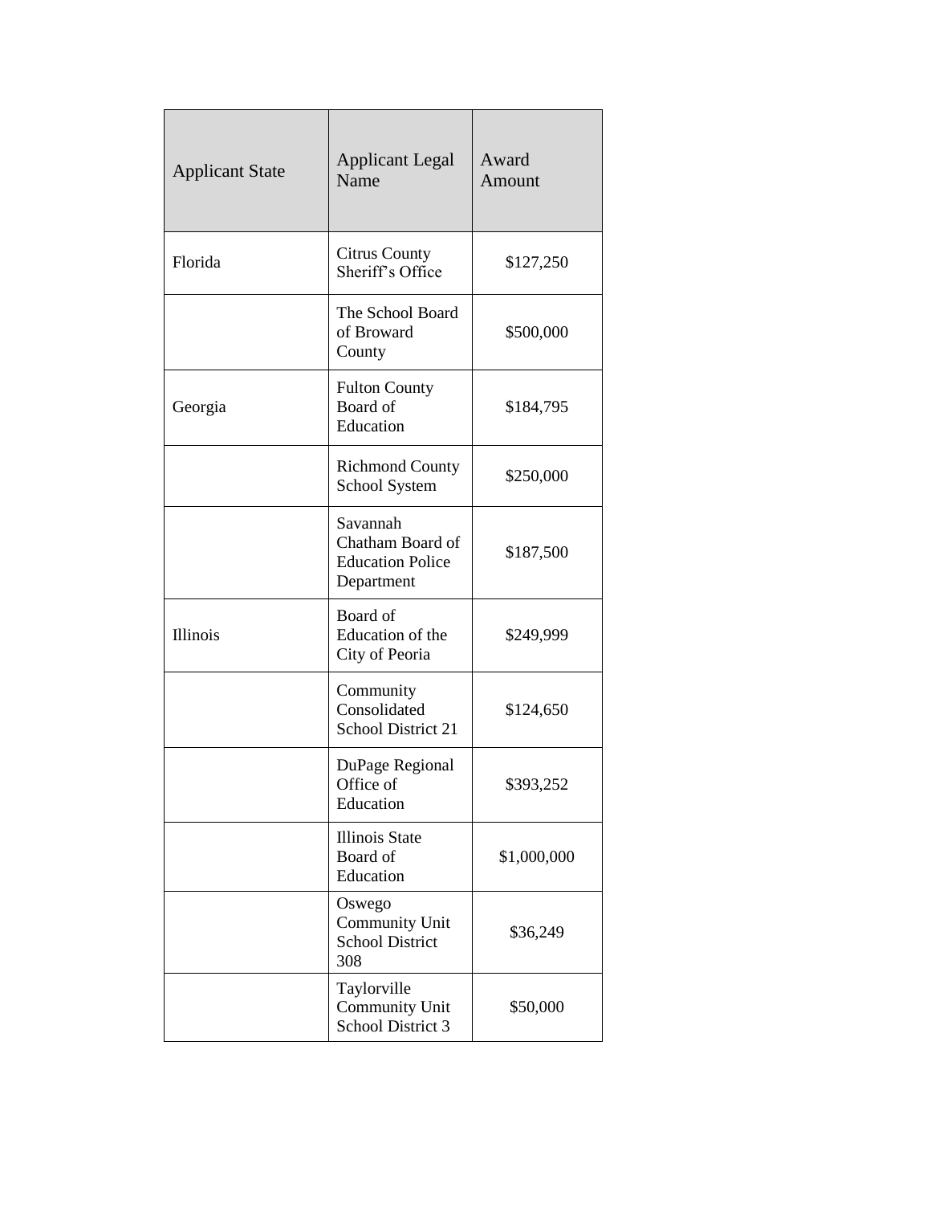| Applicant State | Applicant Legal Name | Award Amount |
| --- | --- | --- |
| Florida | Citrus County Sheriff's Office | $127,250 |
| | The School Board of Broward County | $500,000 |
| Georgia | Fulton County Board of Education | $184,795 |
| | Richmond County School System | $250,000 |
| | Savannah Chatham Board of Education Police Department | $187,500 |
| Illinois | Board of Education of the City of Peoria | $249,999 |
| | Community Consolidated School District 21 | $124,650 |
| | DuPage Regional Office of Education | $393,252 |
| | Illinois State Board of Education | $1,000,000 |
| | Oswego Community Unit School District 308 | $36,249 |
| | Taylorville Community Unit School District 3 | $50,000 |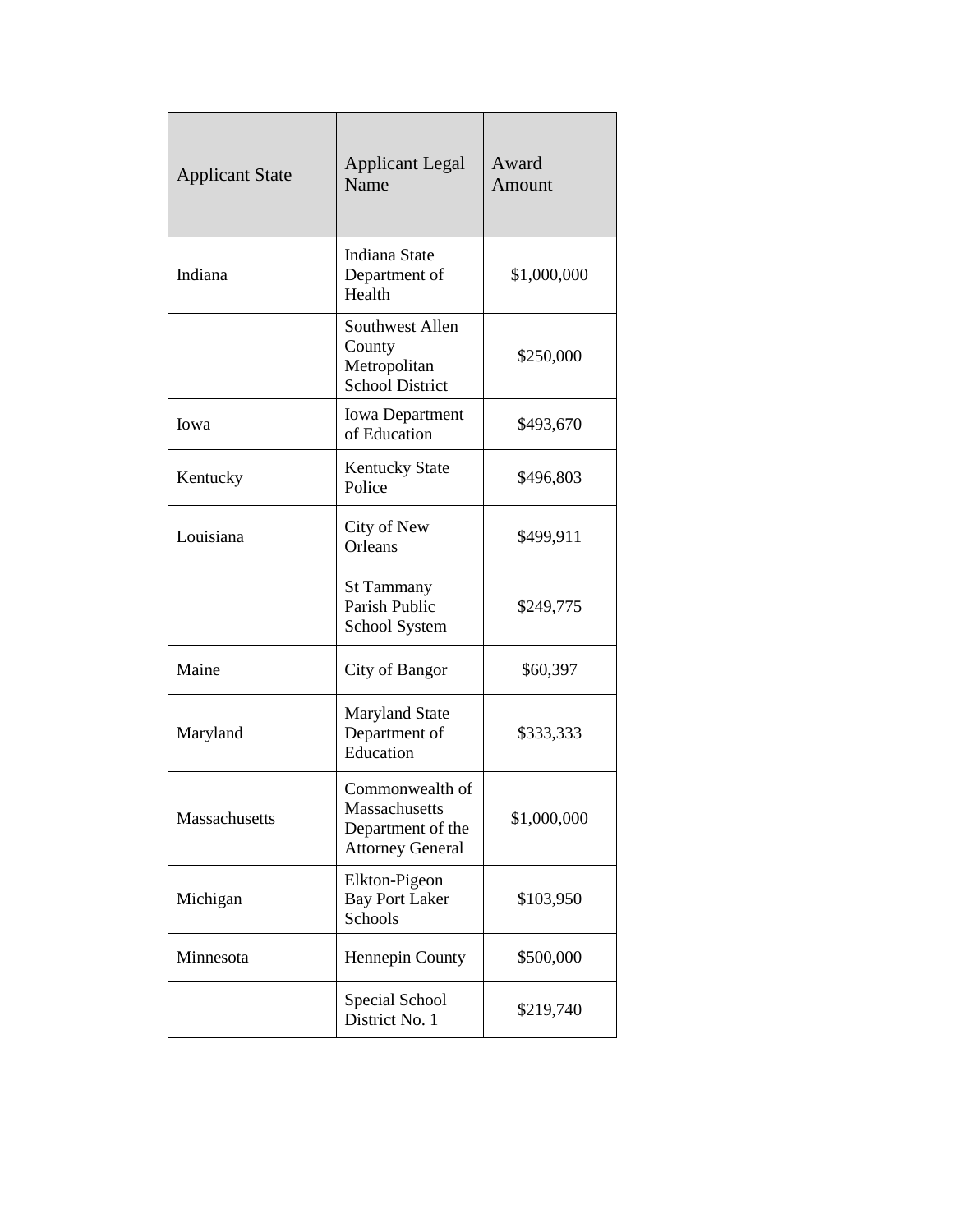| Applicant State | Applicant Legal Name | Award Amount |
| --- | --- | --- |
| Indiana | Indiana State Department of Health | $1,000,000 |
| | Southwest Allen County Metropolitan School District | $250,000 |
| Iowa | Iowa Department of Education | $493,670 |
| Kentucky | Kentucky State Police | $496,803 |
| Louisiana | City of New Orleans | $499,911 |
| | St Tammany Parish Public School System | $249,775 |
| Maine | City of Bangor | $60,397 |
| Maryland | Maryland State Department of Education | $333,333 |
| Massachusetts | Commonwealth of Massachusetts Department of the Attorney General | $1,000,000 |
| Michigan | Elkton-Pigeon Bay Port Laker Schools | $103,950 |
| Minnesota | Hennepin County | $500,000 |
| | Special School District No. 1 | $219,740 |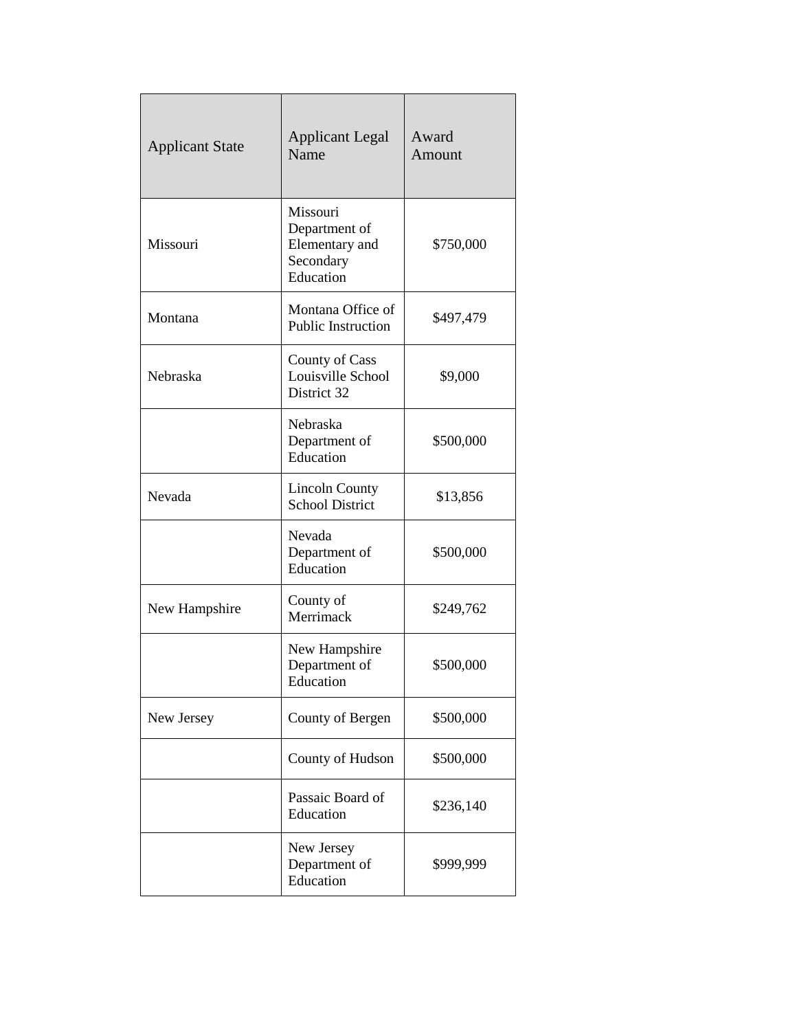| Applicant State | Applicant Legal Name | Award Amount |
| --- | --- | --- |
| Missouri | Missouri Department of Elementary and Secondary Education | $750,000 |
| Montana | Montana Office of Public Instruction | $497,479 |
| Nebraska | County of Cass Louisville School District 32 | $9,000 |
| | Nebraska Department of Education | $500,000 |
| Nevada | Lincoln County School District | $13,856 |
| | Nevada Department of Education | $500,000 |
| New Hampshire | County of Merrimack | $249,762 |
| | New Hampshire Department of Education | $500,000 |
| New Jersey | County of Bergen | $500,000 |
| | County of Hudson | $500,000 |
| | Passaic Board of Education | $236,140 |
| | New Jersey Department of Education | $999,999 |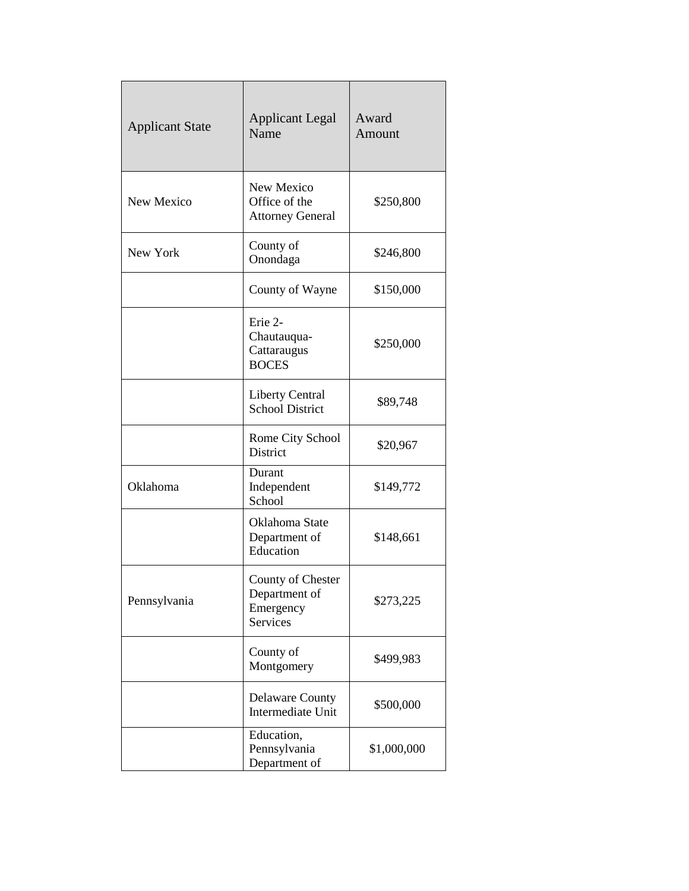| Applicant State | Applicant Legal Name | Award Amount |
|---|---|---|
| New Mexico | New Mexico Office of the Attorney General | $250,800 |
| New York | County of Onondaga | $246,800 |
| | County of Wayne | $150,000 |
| | Erie 2-Chautauqua-Cattaraugus BOCES | $250,000 |
| | Liberty Central School District | $89,748 |
| | Rome City School District | $20,967 |
| Oklahoma | Durant Independent School | $149,772 |
| | Oklahoma State Department of Education | $148,661 |
| Pennsylvania | County of Chester Department of Emergency Services | $273,225 |
| | County of Montgomery | $499,983 |
| | Delaware County Intermediate Unit | $500,000 |
| | Education, Pennsylvania Department of | $1,000,000 |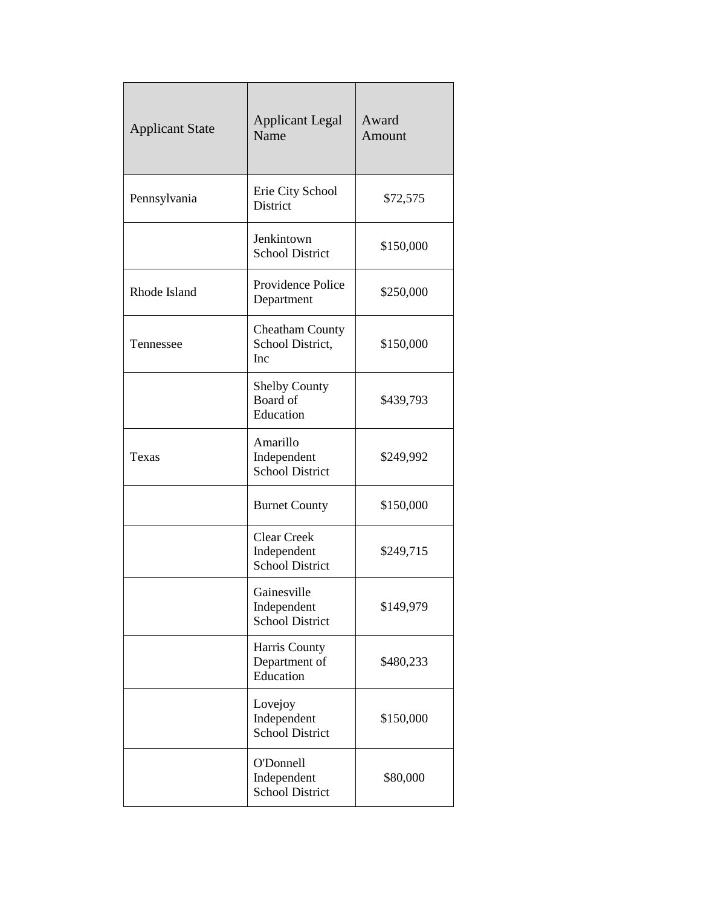| Applicant State | Applicant Legal Name | Award Amount |
| --- | --- | --- |
| Pennsylvania | Erie City School District | $72,575 |
| | Jenkintown School District | $150,000 |
| Rhode Island | Providence Police Department | $250,000 |
| Tennessee | Cheatham County School District, Inc | $150,000 |
| | Shelby County Board of Education | $439,793 |
| Texas | Amarillo Independent School District | $249,992 |
| | Burnet County | $150,000 |
| | Clear Creek Independent School District | $249,715 |
| | Gainesville Independent School District | $149,979 |
| | Harris County Department of Education | $480,233 |
| | Lovejoy Independent School District | $150,000 |
| | O'Donnell Independent School District | $80,000 |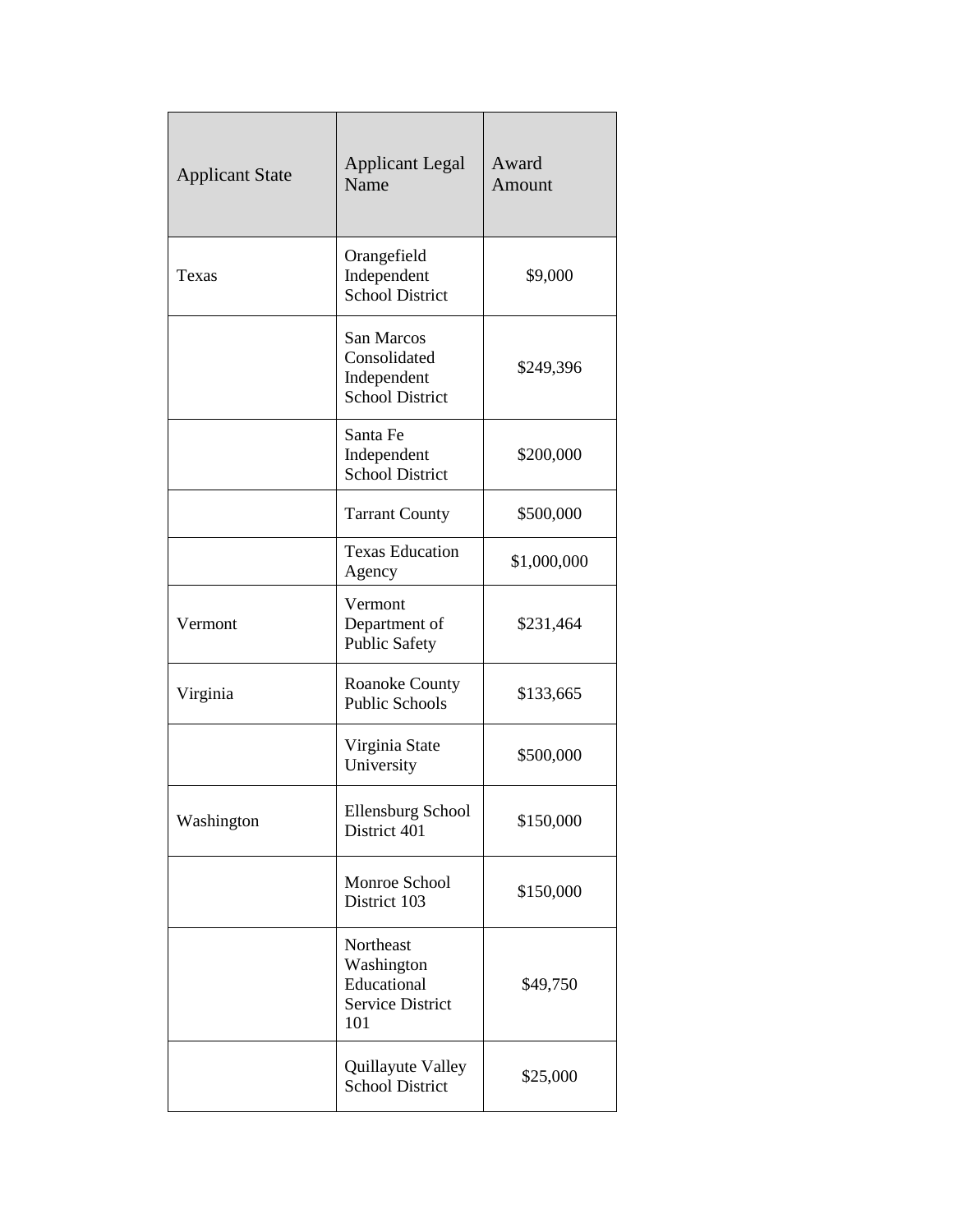| Applicant State | Applicant Legal Name | Award Amount |
| --- | --- | --- |
| Texas | Orangefield Independent School District | $9,000 |
| | San Marcos Consolidated Independent School District | $249,396 |
| | Santa Fe Independent School District | $200,000 |
| | Tarrant County | $500,000 |
| | Texas Education Agency | $1,000,000 |
| Vermont | Vermont Department of Public Safety | $231,464 |
| Virginia | Roanoke County Public Schools | $133,665 |
| | Virginia State University | $500,000 |
| Washington | Ellensburg School District 401 | $150,000 |
| | Monroe School District 103 | $150,000 |
| | Northeast Washington Educational Service District 101 | $49,750 |
| | Quillayute Valley School District | $25,000 |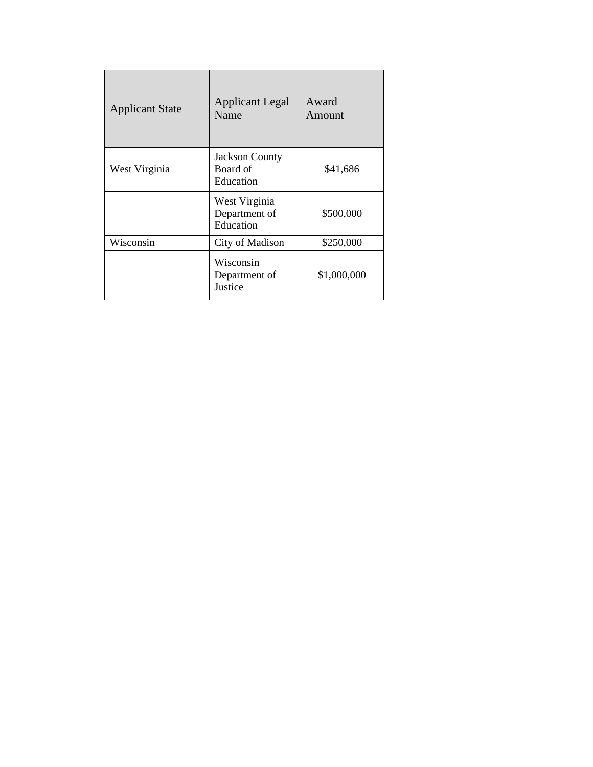| Applicant State | Applicant Legal Name | Award Amount |
| --- | --- | --- |
| West Virginia | Jackson County Board of Education | $41,686 |
| | West Virginia Department of Education | $500,000 |
| Wisconsin | City of Madison | $250,000 |
| | Wisconsin Department of Justice | $1,000,000 |